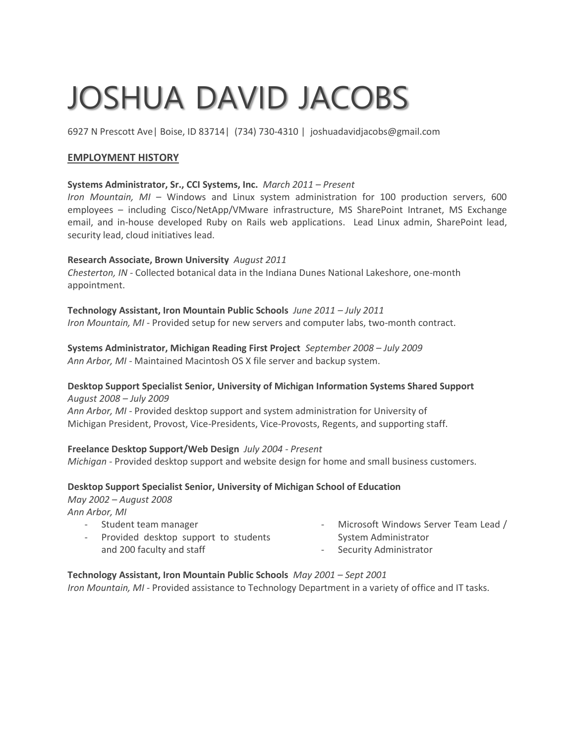# JOSHUA DAVID JACOBS

6927 N Prescott Ave| Boise, ID 83714| (734) 730-4310 | joshuadavidjacobs@gmail.com

## EMPLOYMENT HISTORY

**Systems Administrator, Sr., CCI Systems, Inc.** *March 2011 – Present*
*Iron Mountain, MI* – Windows and Linux system administration for 100 production servers, 600 employees – including Cisco/NetApp/VMware infrastructure, MS SharePoint Intranet, MS Exchange email, and in-house developed Ruby on Rails web applications. Lead Linux admin, SharePoint lead, security lead, cloud initiatives lead.

**Research Associate, Brown University** *August 2011*
*Chesterton, IN* - Collected botanical data in the Indiana Dunes National Lakeshore, one-month appointment.

**Technology Assistant, Iron Mountain Public Schools** *June 2011 – July 2011*
*Iron Mountain, MI* - Provided setup for new servers and computer labs, two-month contract.

**Systems Administrator, Michigan Reading First Project** *September 2008 – July 2009*
*Ann Arbor, MI* - Maintained Macintosh OS X file server and backup system.

**Desktop Support Specialist Senior, University of Michigan Information Systems Shared Support**
*August 2008 – July 2009*
*Ann Arbor, MI* - Provided desktop support and system administration for University of Michigan President, Provost, Vice-Presidents, Vice-Provosts, Regents, and supporting staff.

**Freelance Desktop Support/Web Design** *July 2004 - Present*
*Michigan* - Provided desktop support and website design for home and small business customers.

**Desktop Support Specialist Senior, University of Michigan School of Education**
*May 2002 – August 2008*
*Ann Arbor, MI*

- Student team manager
- Provided desktop support to students and 200 faculty and staff
- Microsoft Windows Server Team Lead / System Administrator
- Security Administrator

**Technology Assistant, Iron Mountain Public Schools** *May 2001 – Sept 2001*
*Iron Mountain, MI* - Provided assistance to Technology Department in a variety of office and IT tasks.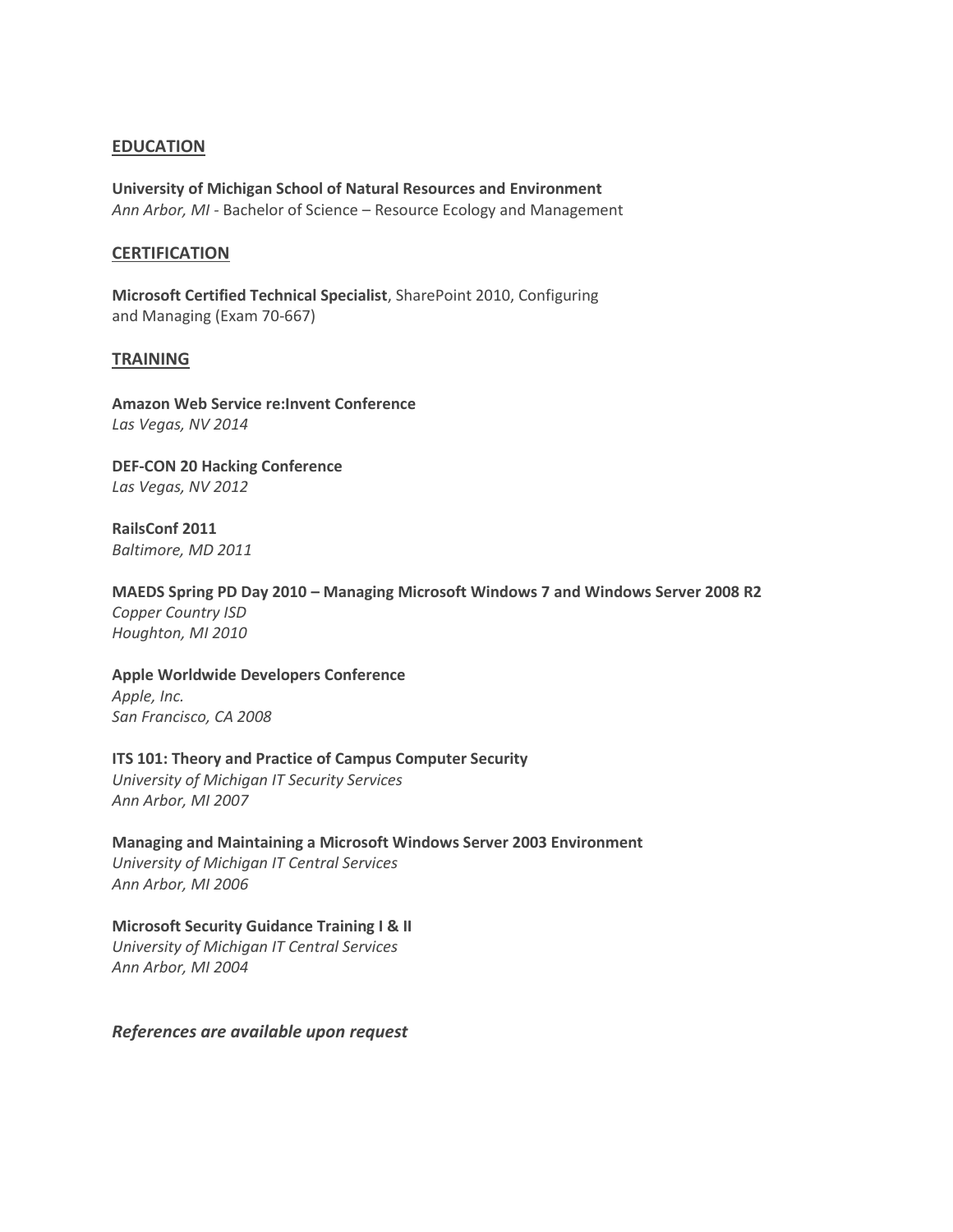## EDUCATION

**University of Michigan School of Natural Resources and Environment**
*Ann Arbor, MI* - Bachelor of Science – Resource Ecology and Management

## CERTIFICATION

**Microsoft Certified Technical Specialist**, SharePoint 2010, Configuring and Managing (Exam 70-667)

## TRAINING

**Amazon Web Service re:Invent Conference**
*Las Vegas, NV 2014*

**DEF-CON 20 Hacking Conference**
*Las Vegas, NV 2012*

**RailsConf 2011**
*Baltimore, MD 2011*

**MAEDS Spring PD Day 2010 – Managing Microsoft Windows 7 and Windows Server 2008 R2**
*Copper Country ISD*
*Houghton, MI 2010*

**Apple Worldwide Developers Conference**
*Apple, Inc.*
*San Francisco, CA 2008*

**ITS 101: Theory and Practice of Campus Computer Security**
*University of Michigan IT Security Services*
*Ann Arbor, MI 2007*

**Managing and Maintaining a Microsoft Windows Server 2003 Environment**
*University of Michigan IT Central Services*
*Ann Arbor, MI 2006*

**Microsoft Security Guidance Training I & II**
*University of Michigan IT Central Services*
*Ann Arbor, MI 2004*

***References are available upon request***